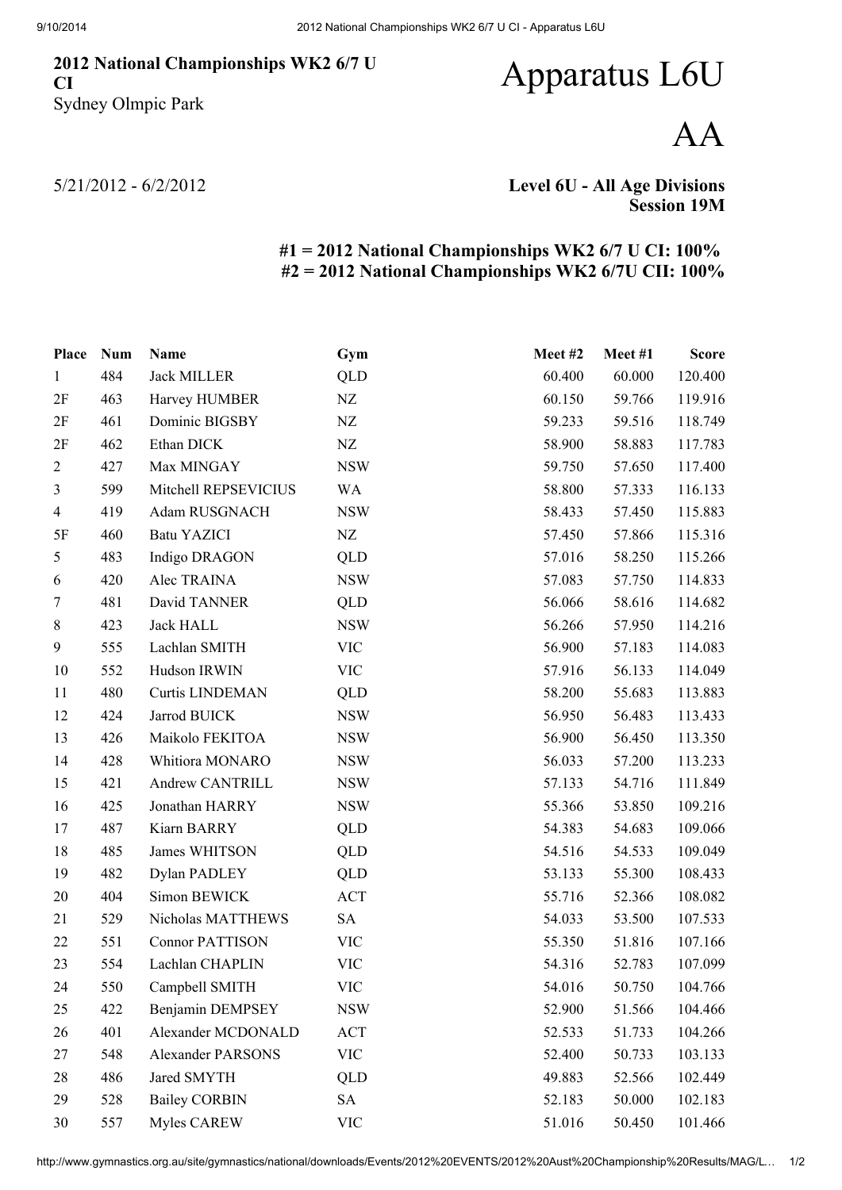# 2012 National Championships WK2 6/7 U CI

Sydney Olmpic Park

# Apparatus L6U AA

5/21/2012 - 6/2/2012

**Level 6U - All Age Divisions**
**Session 19M**

**#1 = 2012 National Championships WK2 6/7 U CI: 100%**
**#2 = 2012 National Championships WK2 6/7U CII: 100%**

| Place | Num | Name | Gym | Meet #2 | Meet #1 | Score |
|---|---|---|---|---|---|---|
| 1 | 484 | Jack MILLER | QLD | 60.400 | 60.000 | 120.400 |
| 2F | 463 | Harvey HUMBER | NZ | 60.150 | 59.766 | 119.916 |
| 2F | 461 | Dominic BIGSBY | NZ | 59.233 | 59.516 | 118.749 |
| 2F | 462 | Ethan DICK | NZ | 58.900 | 58.883 | 117.783 |
| 2 | 427 | Max MINGAY | NSW | 59.750 | 57.650 | 117.400 |
| 3 | 599 | Mitchell REPSEVICIUS | WA | 58.800 | 57.333 | 116.133 |
| 4 | 419 | Adam RUSGNACH | NSW | 58.433 | 57.450 | 115.883 |
| 5F | 460 | Batu YAZICI | NZ | 57.450 | 57.866 | 115.316 |
| 5 | 483 | Indigo DRAGON | QLD | 57.016 | 58.250 | 115.266 |
| 6 | 420 | Alec TRAINA | NSW | 57.083 | 57.750 | 114.833 |
| 7 | 481 | David TANNER | QLD | 56.066 | 58.616 | 114.682 |
| 8 | 423 | Jack HALL | NSW | 56.266 | 57.950 | 114.216 |
| 9 | 555 | Lachlan SMITH | VIC | 56.900 | 57.183 | 114.083 |
| 10 | 552 | Hudson IRWIN | VIC | 57.916 | 56.133 | 114.049 |
| 11 | 480 | Curtis LINDEMAN | QLD | 58.200 | 55.683 | 113.883 |
| 12 | 424 | Jarrod BUICK | NSW | 56.950 | 56.483 | 113.433 |
| 13 | 426 | Maikolo FEKITOA | NSW | 56.900 | 56.450 | 113.350 |
| 14 | 428 | Whitiora MONARO | NSW | 56.033 | 57.200 | 113.233 |
| 15 | 421 | Andrew CANTRILL | NSW | 57.133 | 54.716 | 111.849 |
| 16 | 425 | Jonathan HARRY | NSW | 55.366 | 53.850 | 109.216 |
| 17 | 487 | Kiarn BARRY | QLD | 54.383 | 54.683 | 109.066 |
| 18 | 485 | James WHITSON | QLD | 54.516 | 54.533 | 109.049 |
| 19 | 482 | Dylan PADLEY | QLD | 53.133 | 55.300 | 108.433 |
| 20 | 404 | Simon BEWICK | ACT | 55.716 | 52.366 | 108.082 |
| 21 | 529 | Nicholas MATTHEWS | SA | 54.033 | 53.500 | 107.533 |
| 22 | 551 | Connor PATTISON | VIC | 55.350 | 51.816 | 107.166 |
| 23 | 554 | Lachlan CHAPLIN | VIC | 54.316 | 52.783 | 107.099 |
| 24 | 550 | Campbell SMITH | VIC | 54.016 | 50.750 | 104.766 |
| 25 | 422 | Benjamin DEMPSEY | NSW | 52.900 | 51.566 | 104.466 |
| 26 | 401 | Alexander MCDONALD | ACT | 52.533 | 51.733 | 104.266 |
| 27 | 548 | Alexander PARSONS | VIC | 52.400 | 50.733 | 103.133 |
| 28 | 486 | Jared SMYTH | QLD | 49.883 | 52.566 | 102.449 |
| 29 | 528 | Bailey CORBIN | SA | 52.183 | 50.000 | 102.183 |
| 30 | 557 | Myles CAREW | VIC | 51.016 | 50.450 | 101.466 |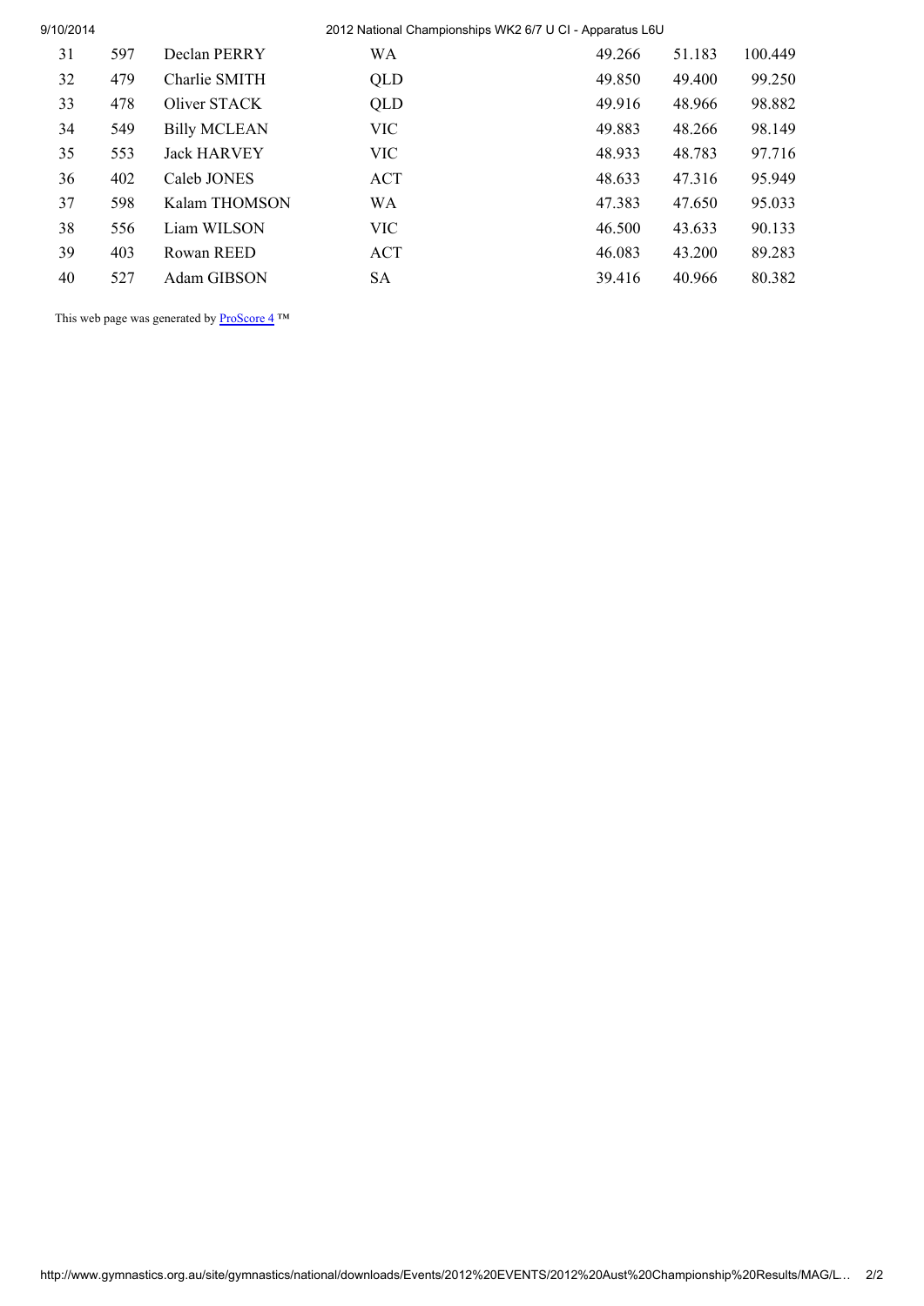| | | | | | | |
|---|---|---|---|---|---|---|
| 31 | 597 | Declan PERRY | WA | 49.266 | 51.183 | 100.449 |
| 32 | 479 | Charlie SMITH | QLD | 49.850 | 49.400 | 99.250 |
| 33 | 478 | Oliver STACK | QLD | 49.916 | 48.966 | 98.882 |
| 34 | 549 | Billy MCLEAN | VIC | 49.883 | 48.266 | 98.149 |
| 35 | 553 | Jack HARVEY | VIC | 48.933 | 48.783 | 97.716 |
| 36 | 402 | Caleb JONES | ACT | 48.633 | 47.316 | 95.949 |
| 37 | 598 | Kalam THOMSON | WA | 47.383 | 47.650 | 95.033 |
| 38 | 556 | Liam WILSON | VIC | 46.500 | 43.633 | 90.133 |
| 39 | 403 | Rowan REED | ACT | 46.083 | 43.200 | 89.283 |
| 40 | 527 | Adam GIBSON | SA | 39.416 | 40.966 | 80.382 |

This web page was generated by ProScore 4 ™